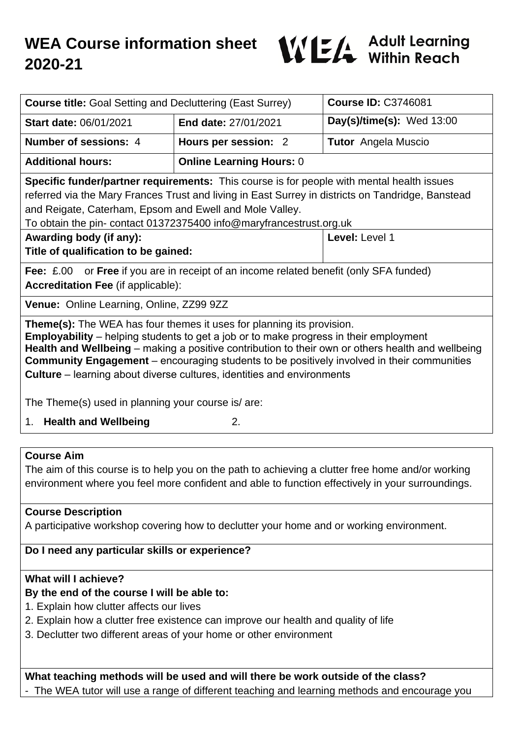# WEA Course information sheet 2020-21

WEA Adult Learning Within Reach

| **Course title:** Goal Setting and Decluttering (East Surrey) | | **Course ID:** C3746081 |
|---|---|---|
| **Start date:** 06/01/2021 | **End date:** 27/01/2021 | **Day(s)/time(s):** Wed 13:00 |
| **Number of sessions:** 4 | **Hours per session:** 2 | **Tutor** Angela Muscio |
| **Additional hours:** | **Online Learning Hours:** 0 | |

**Specific funder/partner requirements:** This course is for people with mental health issues referred via the Mary Frances Trust and living in East Surrey in districts on Tandridge, Banstead and Reigate, Caterham, Epsom and Ewell and Mole Valley.
To obtain the pin- contact 01372375400 info@maryfrancestrust.org.uk

| **Awarding body (if any):** **Title of qualification to be gained:** | **Level:** Level 1 |
|---|---|

**Fee:** £.00 or **Free** if you are in receipt of an income related benefit (only SFA funded)
**Accreditation Fee** (if applicable):

**Venue:** Online Learning, Online, ZZ99 9ZZ

**Theme(s):** The WEA has four themes it uses for planning its provision.
**Employability** – helping students to get a job or to make progress in their employment
**Health and Wellbeing** – making a positive contribution to their own or others health and wellbeing
**Community Engagement** – encouraging students to be positively involved in their communities
**Culture** – learning about diverse cultures, identities and environments

The Theme(s) used in planning your course is/ are:

1. **Health and Wellbeing**
2.

### Course Aim

The aim of this course is to help you on the path to achieving a clutter free home and/or working environment where you feel more confident and able to function effectively in your surroundings.

### Course Description

A participative workshop covering how to declutter your home and or working environment.

### Do I need any particular skills or experience?

### What will I achieve?

**By the end of the course I will be able to:**

1. Explain how clutter affects our lives
2. Explain how a clutter free existence can improve our health and quality of life
3. Declutter two different areas of your home or other environment

### What teaching methods will be used and will there be work outside of the class?

- The WEA tutor will use a range of different teaching and learning methods and encourage you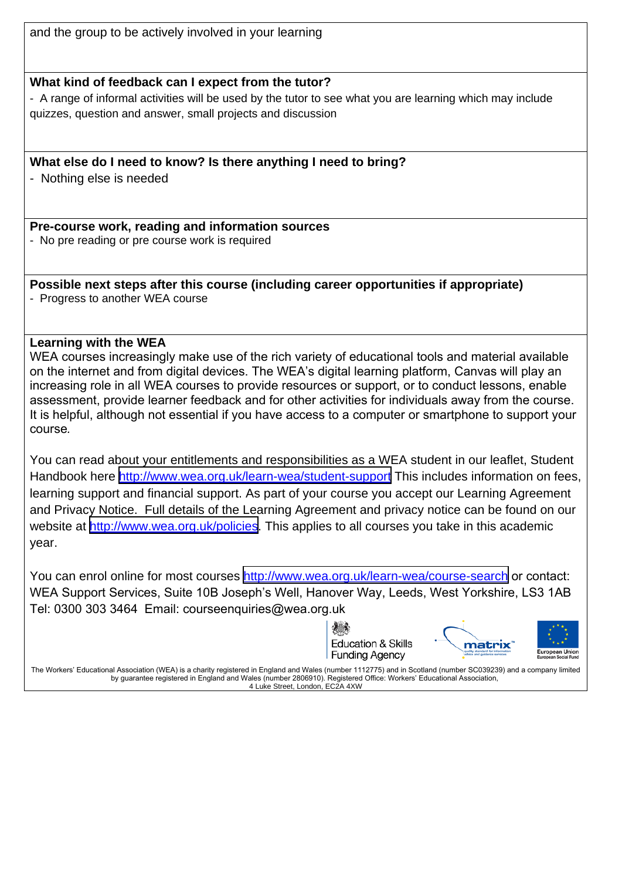and the group to be actively involved in your learning

**What kind of feedback can I expect from the tutor?**

- A range of informal activities will be used by the tutor to see what you are learning which may include quizzes, question and answer, small projects and discussion

**What else do I need to know? Is there anything I need to bring?**

- Nothing else is needed

**Pre-course work, reading and information sources**

- No pre reading or pre course work is required

**Possible next steps after this course (including career opportunities if appropriate)**

- Progress to another WEA course

**Learning with the WEA**

WEA courses increasingly make use of the rich variety of educational tools and material available on the internet and from digital devices. The WEA's digital learning platform, Canvas will play an increasing role in all WEA courses to provide resources or support, or to conduct lessons, enable assessment, provide learner feedback and for other activities for individuals away from the course. It is helpful, although not essential if you have access to a computer or smartphone to support your course.

You can read about your entitlements and responsibilities as a WEA student in our leaflet, Student Handbook here http://www.wea.org.uk/learn-wea/student-support This includes information on fees, learning support and financial support. As part of your course you accept our Learning Agreement and Privacy Notice. Full details of the Learning Agreement and privacy notice can be found on our website at http://www.wea.org.uk/policies. This applies to all courses you take in this academic year.

You can enrol online for most courses http://www.wea.org.uk/learn-wea/course-search or contact: WEA Support Services, Suite 10B Joseph's Well, Hanover Way, Leeds, West Yorkshire, LS3 1AB
Tel: 0300 303 3464 Email: courseenquiries@wea.org.uk

Education & Skills Funding Agency

matrix

European Union European Social Fund

The Workers' Educational Association (WEA) is a charity registered in England and Wales (number 1112775) and in Scotland (number SC039239) and a company limited by guarantee registered in England and Wales (number 2806910). Registered Office: Workers' Educational Association, 4 Luke Street, London, EC2A 4XW